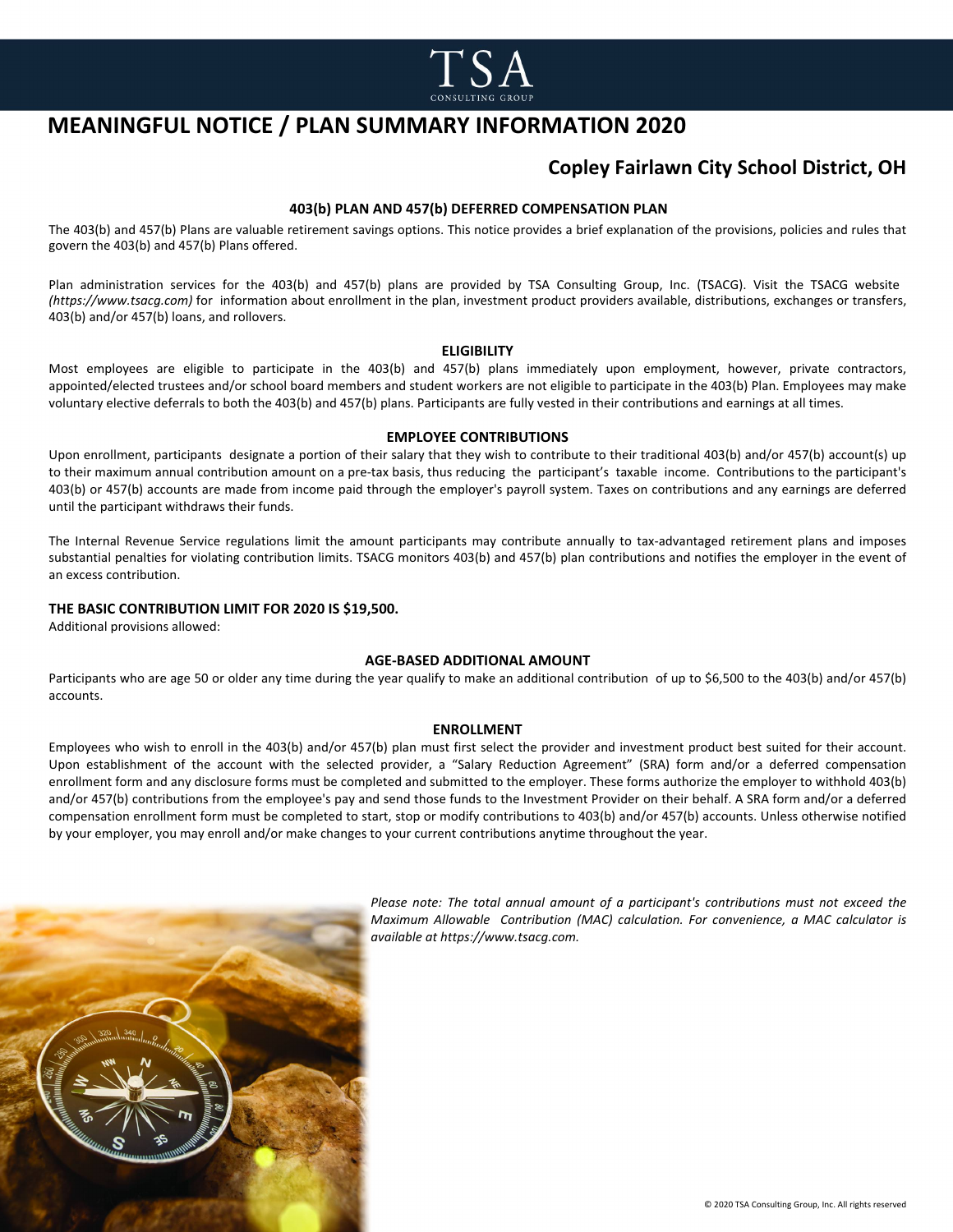# MEANINGFUL NOTICE / PLAN SUMMARY INFORMATION 2020

## Copley Fairlawn City School District, OH

### 403(b) PLAN AND 457(b) DEFERRED COMPENSATION PLAN

The 403(b) and 457(b) Plans are valuable retirement savings options. This notice provides a brief explanation of the provisions, policies and rules that govern the 403(b) and 457(b) Plans offered.

Plan administration services for the 403(b) and 457(b) plans are provided by TSA Consulting Group, Inc. (TSACG). Visit the TSACG website *(https://www.tsacg.com)* for information about enrollment in the plan, investment product providers available, distributions, exchanges or transfers, 403(b) and/or 457(b) loans, and rollovers.

### ELIGIBILITY

Most employees are eligible to participate in the 403(b) and 457(b) plans immediately upon employment, however, private contractors, appointed/elected trustees and/or school board members and student workers are not eligible to participate in the 403(b) Plan. Employees may make voluntary elective deferrals to both the 403(b) and 457(b) plans. Participants are fully vested in their contributions and earnings at all times.

### EMPLOYEE CONTRIBUTIONS

Upon enrollment, participants designate a portion of their salary that they wish to contribute to their traditional 403(b) and/or 457(b) account(s) up to their maximum annual contribution amount on a pre-tax basis, thus reducing the participant's taxable income. Contributions to the participant's 403(b) or 457(b) accounts are made from income paid through the employer's payroll system. Taxes on contributions and any earnings are deferred until the participant withdraws their funds.

The Internal Revenue Service regulations limit the amount participants may contribute annually to tax-advantaged retirement plans and imposes substantial penalties for violating contribution limits. TSACG monitors 403(b) and 457(b) plan contributions and notifies the employer in the event of an excess contribution.

**THE BASIC CONTRIBUTION LIMIT FOR 2020 IS $19,500.**

Additional provisions allowed:

### AGE-BASED ADDITIONAL AMOUNT

Participants who are age 50 or older any time during the year qualify to make an additional contribution of up to $6,500 to the 403(b) and/or 457(b) accounts.

### ENROLLMENT

Employees who wish to enroll in the 403(b) and/or 457(b) plan must first select the provider and investment product best suited for their account. Upon establishment of the account with the selected provider, a "Salary Reduction Agreement" (SRA) form and/or a deferred compensation enrollment form and any disclosure forms must be completed and submitted to the employer. These forms authorize the employer to withhold 403(b) and/or 457(b) contributions from the employee's pay and send those funds to the Investment Provider on their behalf. A SRA form and/or a deferred compensation enrollment form must be completed to start, stop or modify contributions to 403(b) and/or 457(b) accounts. Unless otherwise notified by your employer, you may enroll and/or make changes to your current contributions anytime throughout the year.

*Please note: The total annual amount of a participant's contributions must not exceed the Maximum Allowable Contribution (MAC) calculation. For convenience, a MAC calculator is available at https://www.tsacg.com.*

© 2020 TSA Consulting Group, Inc. All rights reserved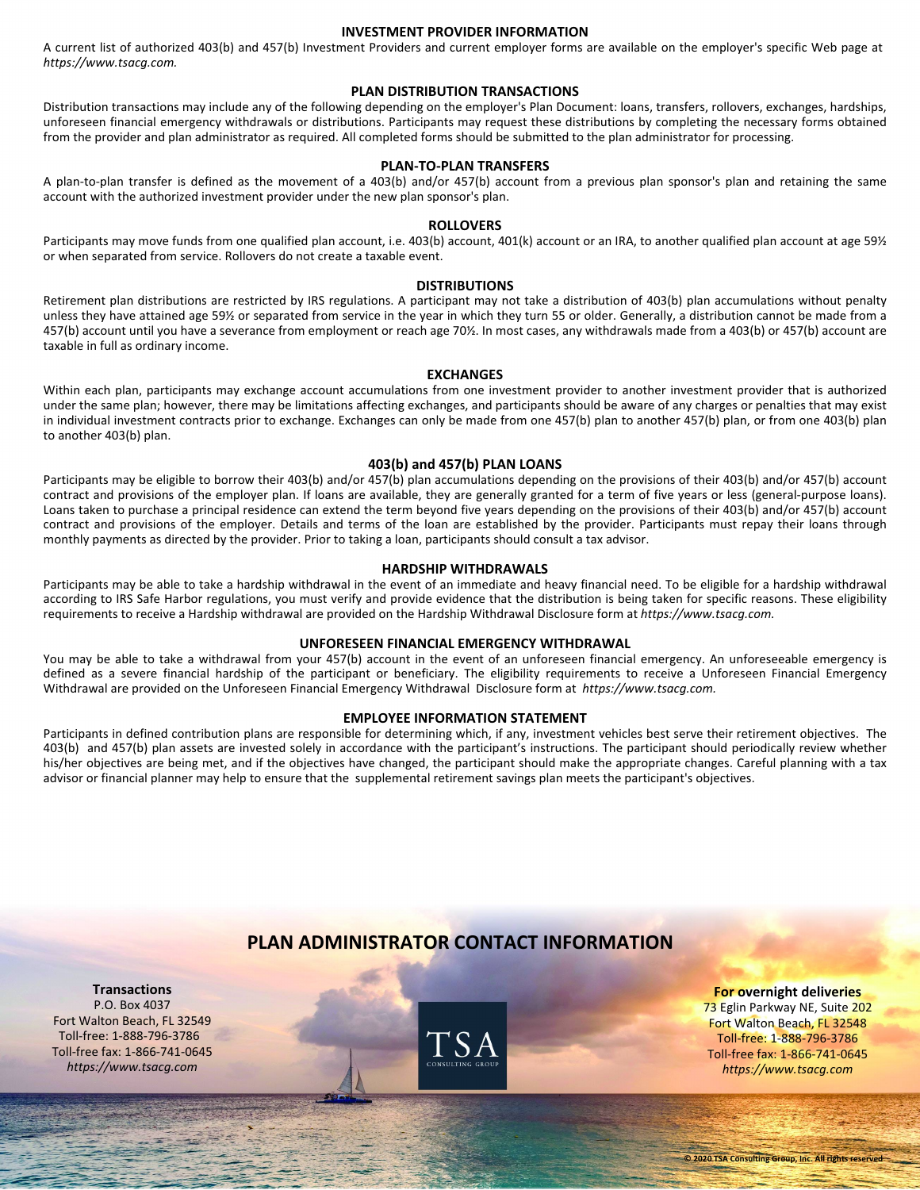## INVESTMENT PROVIDER INFORMATION

A current list of authorized 403(b) and 457(b) Investment Providers and current employer forms are available on the employer's specific Web page at *https://www.tsacg.com.*

## PLAN DISTRIBUTION TRANSACTIONS

Distribution transactions may include any of the following depending on the employer's Plan Document: loans, transfers, rollovers, exchanges, hardships, unforeseen financial emergency withdrawals or distributions. Participants may request these distributions by completing the necessary forms obtained from the provider and plan administrator as required. All completed forms should be submitted to the plan administrator for processing.

## PLAN-TO-PLAN TRANSFERS

A plan-to-plan transfer is defined as the movement of a 403(b) and/or 457(b) account from a previous plan sponsor's plan and retaining the same account with the authorized investment provider under the new plan sponsor's plan.

## ROLLOVERS

Participants may move funds from one qualified plan account, i.e. 403(b) account, 401(k) account or an IRA, to another qualified plan account at age 59½ or when separated from service. Rollovers do not create a taxable event.

## DISTRIBUTIONS

Retirement plan distributions are restricted by IRS regulations. A participant may not take a distribution of 403(b) plan accumulations without penalty unless they have attained age 59½ or separated from service in the year in which they turn 55 or older. Generally, a distribution cannot be made from a 457(b) account until you have a severance from employment or reach age 70½. In most cases, any withdrawals made from a 403(b) or 457(b) account are taxable in full as ordinary income.

## EXCHANGES

Within each plan, participants may exchange account accumulations from one investment provider to another investment provider that is authorized under the same plan; however, there may be limitations affecting exchanges, and participants should be aware of any charges or penalties that may exist in individual investment contracts prior to exchange. Exchanges can only be made from one 457(b) plan to another 457(b) plan, or from one 403(b) plan to another 403(b) plan.

## 403(b) and 457(b) PLAN LOANS

Participants may be eligible to borrow their 403(b) and/or 457(b) plan accumulations depending on the provisions of their 403(b) and/or 457(b) account contract and provisions of the employer plan. If loans are available, they are generally granted for a term of five years or less (general-purpose loans). Loans taken to purchase a principal residence can extend the term beyond five years depending on the provisions of their 403(b) and/or 457(b) account contract and provisions of the employer. Details and terms of the loan are established by the provider. Participants must repay their loans through monthly payments as directed by the provider. Prior to taking a loan, participants should consult a tax advisor.

## HARDSHIP WITHDRAWALS

Participants may be able to take a hardship withdrawal in the event of an immediate and heavy financial need. To be eligible for a hardship withdrawal according to IRS Safe Harbor regulations, you must verify and provide evidence that the distribution is being taken for specific reasons. These eligibility requirements to receive a Hardship withdrawal are provided on the Hardship Withdrawal Disclosure form at *https://www.tsacg.com.*

## UNFORESEEN FINANCIAL EMERGENCY WITHDRAWAL

You may be able to take a withdrawal from your 457(b) account in the event of an unforeseen financial emergency. An unforeseeable emergency is defined as a severe financial hardship of the participant or beneficiary. The eligibility requirements to receive a Unforeseen Financial Emergency Withdrawal are provided on the Unforeseen Financial Emergency Withdrawal Disclosure form at *https://www.tsacg.com.*

## EMPLOYEE INFORMATION STATEMENT

Participants in defined contribution plans are responsible for determining which, if any, investment vehicles best serve their retirement objectives. The 403(b) and 457(b) plan assets are invested solely in accordance with the participant's instructions. The participant should periodically review whether his/her objectives are being met, and if the objectives have changed, the participant should make the appropriate changes. Careful planning with a tax advisor or financial planner may help to ensure that the supplemental retirement savings plan meets the participant's objectives.

## PLAN ADMINISTRATOR CONTACT INFORMATION

**Transactions**
P.O. Box 4037
Fort Walton Beach, FL 32549
Toll-free: 1-888-796-3786
Toll-free fax: 1-866-741-0645
*https://www.tsacg.com*

TSA
CONSULTING GROUP

**For overnight deliveries**
73 Eglin Parkway NE, Suite 202
Fort Walton Beach, FL 32548
Toll-free: 1-888-796-3786
Toll-free fax: 1-866-741-0645
*https://www.tsacg.com*

© 2020 TSA Consulting Group, Inc. All rights reserved